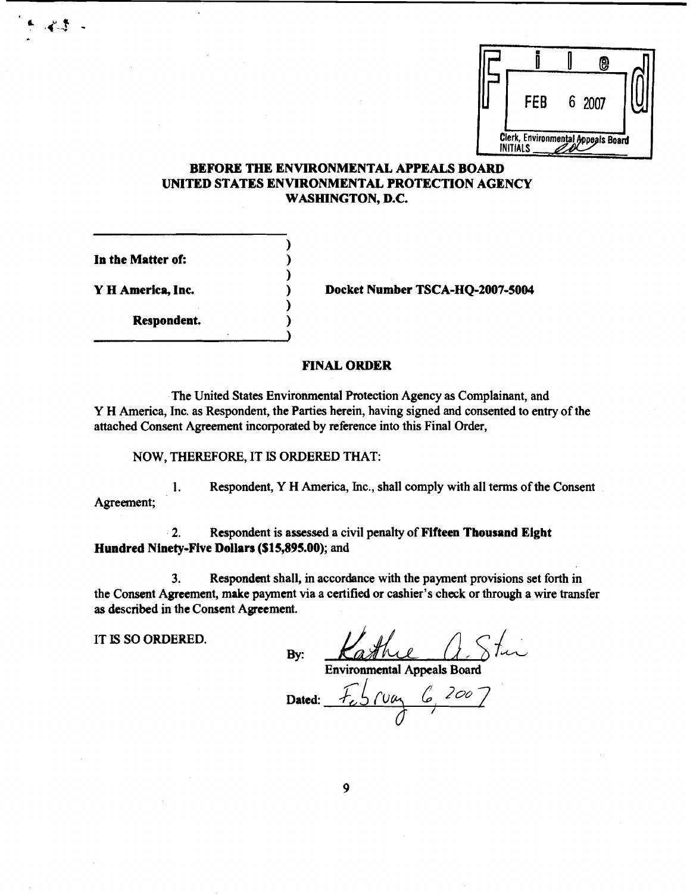Filed
FEB 6 2007
Clerk, Environmental Appeals Board
INITIALS ______

**BEFORE THE ENVIRONMENTAL APPEALS BOARD**
**UNITED STATES ENVIRONMENTAL PROTECTION AGENCY**
**WASHINGTON, D.C.**

**In the Matter of:**

**Y H America, Inc.**

**Respondent.**

**Docket Number TSCA-HQ-2007-5004**

## FINAL ORDER

The United States Environmental Protection Agency as Complainant, and Y H America, Inc. as Respondent, the Parties herein, having signed and consented to entry of the attached Consent Agreement incorporated by reference into this Final Order,

NOW, THEREFORE, IT IS ORDERED THAT:

1. Respondent, Y H America, Inc., shall comply with all terms of the Consent Agreement;

2. Respondent is assessed a civil penalty of **Fifteen Thousand Eight Hundred Ninety-Five Dollars ($15,895.00)**; and

3. Respondent shall, in accordance with the payment provisions set forth in the Consent Agreement, make payment via a certified or cashier's check or through a wire transfer as described in the Consent Agreement.

IT IS SO ORDERED.

By: Kathie A. Stein
Environmental Appeals Board

Dated: February 6, 2007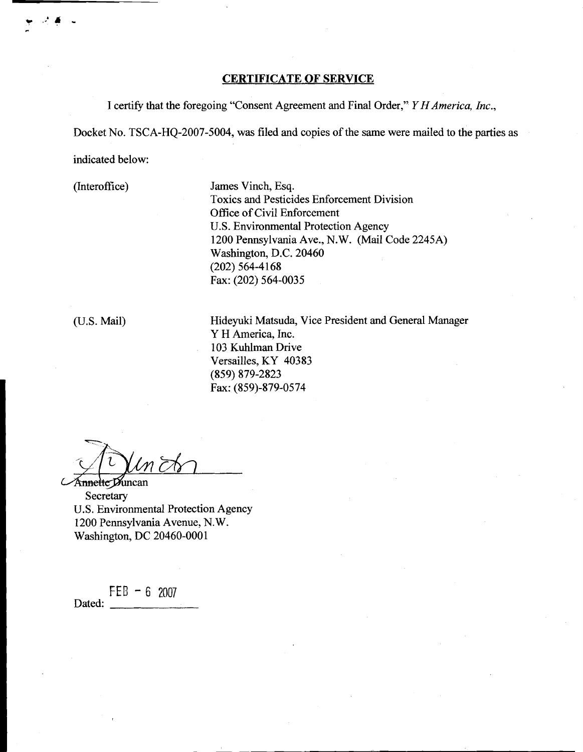## CERTIFICATE OF SERVICE

I certify that the foregoing "Consent Agreement and Final Order," *Y H America, Inc.*, Docket No. TSCA-HQ-2007-5004, was filed and copies of the same were mailed to the parties as indicated below:

(Interoffice)

James Vinch, Esq.
Toxics and Pesticides Enforcement Division
Office of Civil Enforcement
U.S. Environmental Protection Agency
1200 Pennsylvania Ave., N.W. (Mail Code 2245A)
Washington, D.C. 20460
(202) 564-4168
Fax: (202) 564-0035

(U.S. Mail)

Hideyuki Matsuda, Vice President and General Manager
Y H America, Inc.
103 Kuhlman Drive
Versailles, KY 40383
(859) 879-2823
Fax: (859)-879-0574

Annette Duncan
Secretary
U.S. Environmental Protection Agency
1200 Pennsylvania Avenue, N.W.
Washington, DC 20460-0001

Dated: FEB - 6 2007